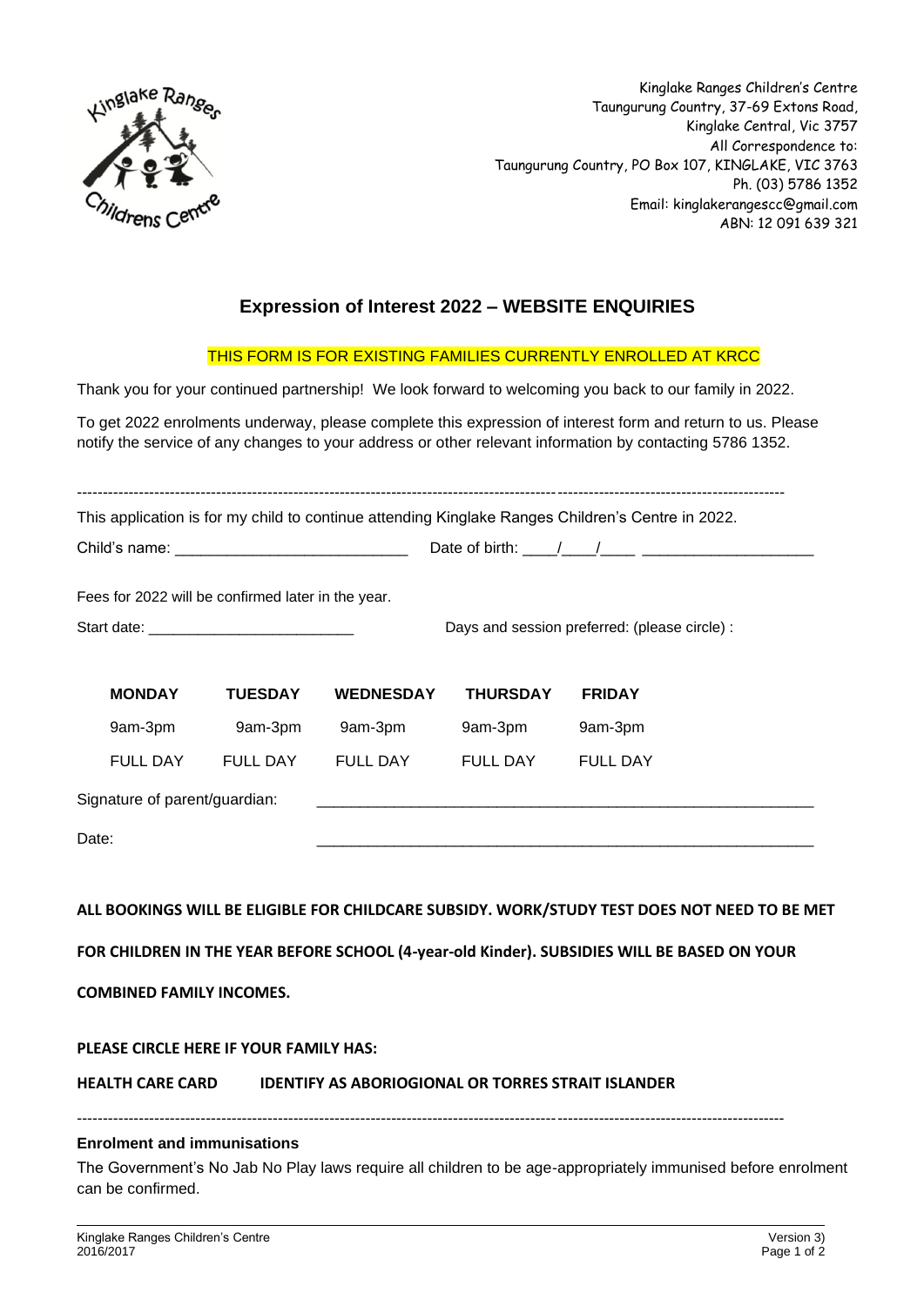Kinglake Ranges Children's Centre
Taungurung Country, 37-69 Extons Road,
Kinglake Central, Vic 3757
All Correspondence to:
Taungurung Country, PO Box 107, KINGLAKE, VIC 3763
Ph. (03) 5786 1352
Email: kinglakerangescc@gmail.com
ABN: 12 091 639 321

# Expression of Interest 2022 – WEBSITE ENQUIRIES

THIS FORM IS FOR EXISTING FAMILIES CURRENTLY ENROLLED AT KRCC

Thank you for your continued partnership! We look forward to welcoming you back to our family in 2022.

To get 2022 enrolments underway, please complete this expression of interest form and return to us. Please notify the service of any changes to your address or other relevant information by contacting 5786 1352.

---

This application is for my child to continue attending Kinglake Ranges Children's Centre in 2022.

Child's name: ___________________________ Date of birth: ____/____/____ ____________________

Fees for 2022 will be confirmed later in the year.

Start date: _________________________ Days and session preferred: (please circle) :

| **MONDAY** | **TUESDAY** | **WEDNESDAY** | **THURSDAY** | **FRIDAY** |
|---|---|---|---|---|
| 9am-3pm | 9am-3pm | 9am-3pm | 9am-3pm | 9am-3pm |
| FULL DAY | FULL DAY | FULL DAY | FULL DAY | FULL DAY |

Signature of parent/guardian: ____________________________________________________________

Date: ____________________________________________________________

**ALL BOOKINGS WILL BE ELIGIBLE FOR CHILDCARE SUBSIDY. WORK/STUDY TEST DOES NOT NEED TO BE MET FOR CHILDREN IN THE YEAR BEFORE SCHOOL (4-year-old Kinder). SUBSIDIES WILL BE BASED ON YOUR COMBINED FAMILY INCOMES.**

**PLEASE CIRCLE HERE IF YOUR FAMILY HAS:**

**HEALTH CARE CARD** **IDENTIFY AS ABORIOGIONAL OR TORRES STRAIT ISLANDER**

---

**Enrolment and immunisations**

The Government's No Jab No Play laws require all children to be age-appropriately immunised before enrolment can be confirmed.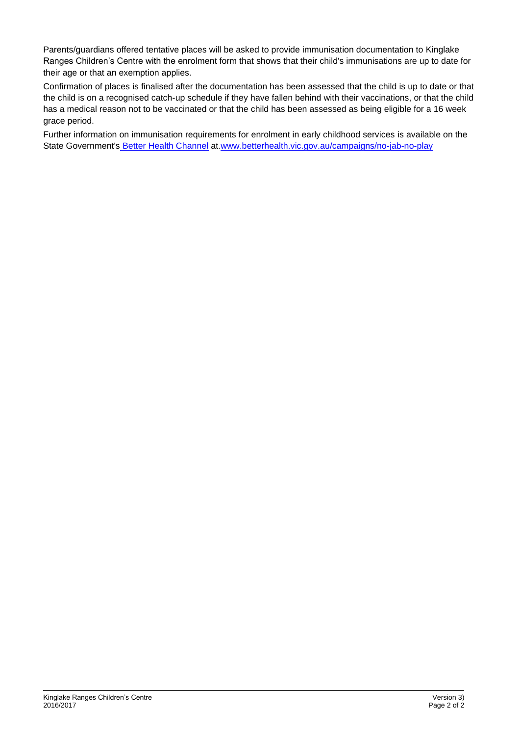Parents/guardians offered tentative places will be asked to provide immunisation documentation to Kinglake Ranges Children's Centre with the enrolment form that shows that their child's immunisations are up to date for their age or that an exemption applies.

Confirmation of places is finalised after the documentation has been assessed that the child is up to date or that the child is on a recognised catch-up schedule if they have fallen behind with their vaccinations, or that the child has a medical reason not to be vaccinated or that the child has been assessed as being eligible for a 16 week grace period.

Further information on immunisation requirements for enrolment in early childhood services is available on the State Government's Better Health Channel at.www.betterhealth.vic.gov.au/campaigns/no-jab-no-play